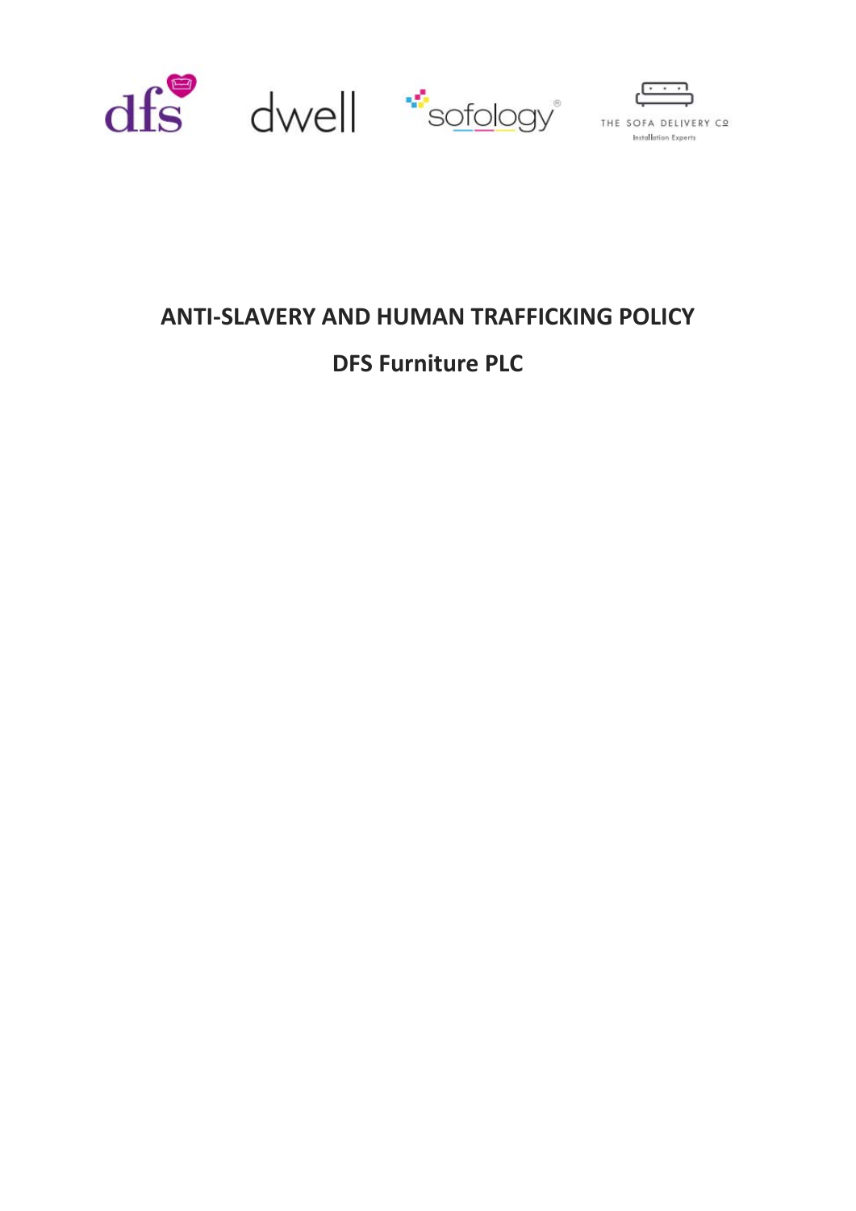# ANTI-SLAVERY AND HUMAN TRAFFICKING POLICY

## DFS Furniture PLC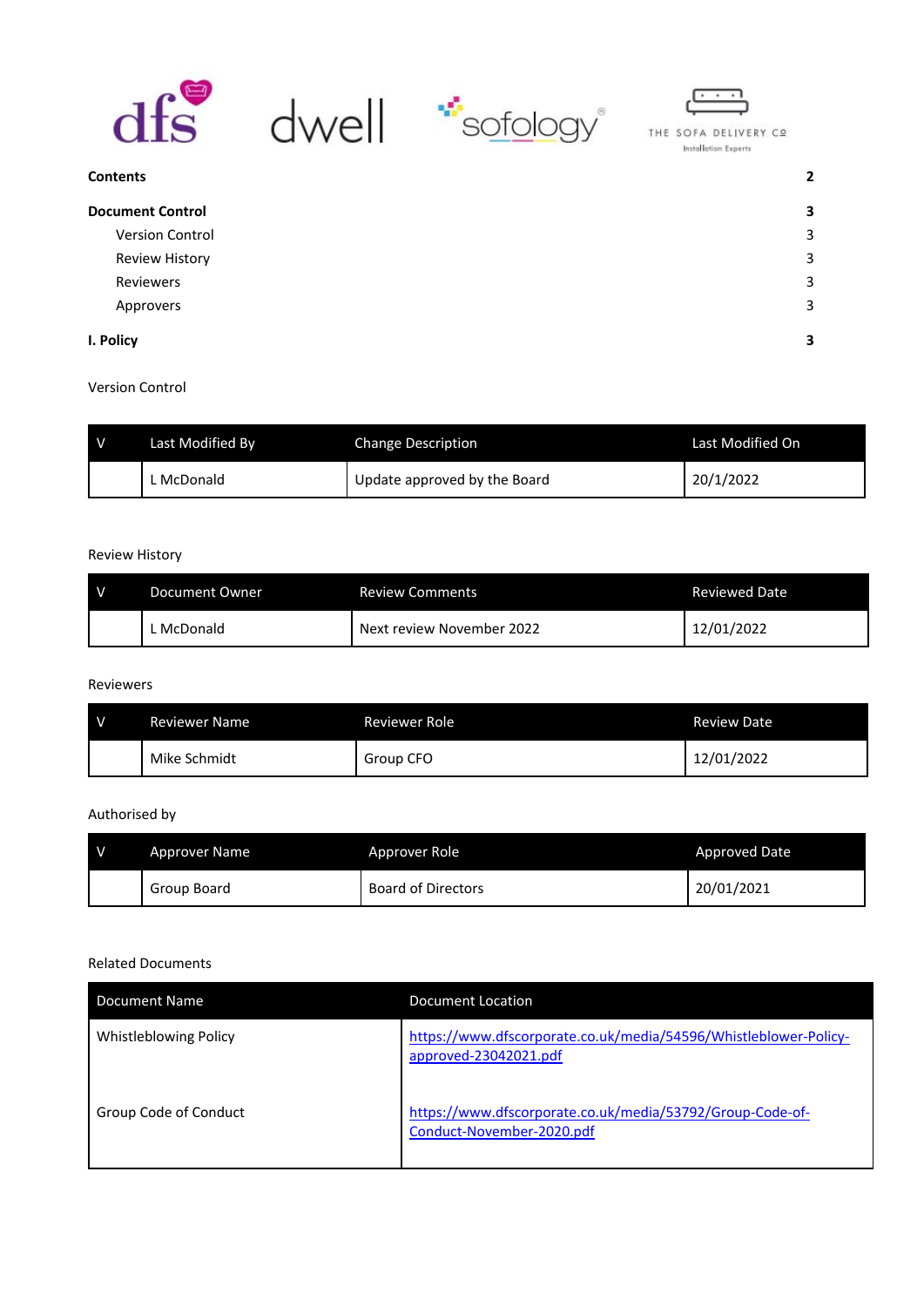**Contents** 2

**Document Control** 3

- Version Control 3
- Review History 3
- Reviewers 3
- Approvers 3

**I. Policy** 3

Version Control

| V | Last Modified By | Change Description | Last Modified On |
|---|---|---|---|
| | L McDonald | Update approved by the Board | 20/1/2022 |

Review History

| V | Document Owner | Review Comments | Reviewed Date |
|---|---|---|---|
| | L McDonald | Next review November 2022 | 12/01/2022 |

Reviewers

| V | Reviewer Name | Reviewer Role | Review Date |
|---|---|---|---|
| | Mike Schmidt | Group CFO | 12/01/2022 |

Authorised by

| V | Approver Name | Approver Role | Approved Date |
|---|---|---|---|
| | Group Board | Board of Directors | 20/01/2021 |

Related Documents

| Document Name | Document Location |
|---|---|
| Whistleblowing Policy | https://www.dfscorporate.co.uk/media/54596/Whistleblower-Policy-approved-23042021.pdf |
| Group Code of Conduct | https://www.dfscorporate.co.uk/media/53792/Group-Code-of-Conduct-November-2020.pdf |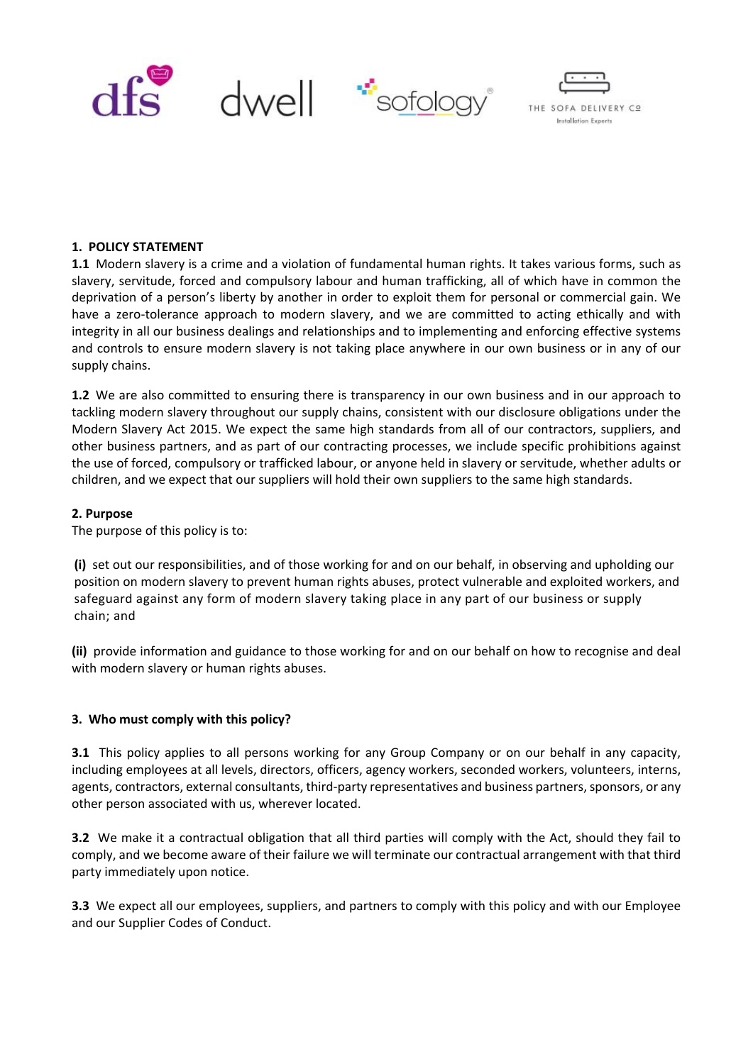## 1. POLICY STATEMENT

**1.1** Modern slavery is a crime and a violation of fundamental human rights. It takes various forms, such as slavery, servitude, forced and compulsory labour and human trafficking, all of which have in common the deprivation of a person's liberty by another in order to exploit them for personal or commercial gain. We have a zero-tolerance approach to modern slavery, and we are committed to acting ethically and with integrity in all our business dealings and relationships and to implementing and enforcing effective systems and controls to ensure modern slavery is not taking place anywhere in our own business or in any of our supply chains.

**1.2** We are also committed to ensuring there is transparency in our own business and in our approach to tackling modern slavery throughout our supply chains, consistent with our disclosure obligations under the Modern Slavery Act 2015. We expect the same high standards from all of our contractors, suppliers, and other business partners, and as part of our contracting processes, we include specific prohibitions against the use of forced, compulsory or trafficked labour, or anyone held in slavery or servitude, whether adults or children, and we expect that our suppliers will hold their own suppliers to the same high standards.

## 2. Purpose

The purpose of this policy is to:

**(i)** set out our responsibilities, and of those working for and on our behalf, in observing and upholding our position on modern slavery to prevent human rights abuses, protect vulnerable and exploited workers, and safeguard against any form of modern slavery taking place in any part of our business or supply chain; and

**(ii)** provide information and guidance to those working for and on our behalf on how to recognise and deal with modern slavery or human rights abuses.

## 3. Who must comply with this policy?

**3.1** This policy applies to all persons working for any Group Company or on our behalf in any capacity, including employees at all levels, directors, officers, agency workers, seconded workers, volunteers, interns, agents, contractors, external consultants, third-party representatives and business partners, sponsors, or any other person associated with us, wherever located.

**3.2** We make it a contractual obligation that all third parties will comply with the Act, should they fail to comply, and we become aware of their failure we will terminate our contractual arrangement with that third party immediately upon notice.

**3.3** We expect all our employees, suppliers, and partners to comply with this policy and with our Employee and our Supplier Codes of Conduct.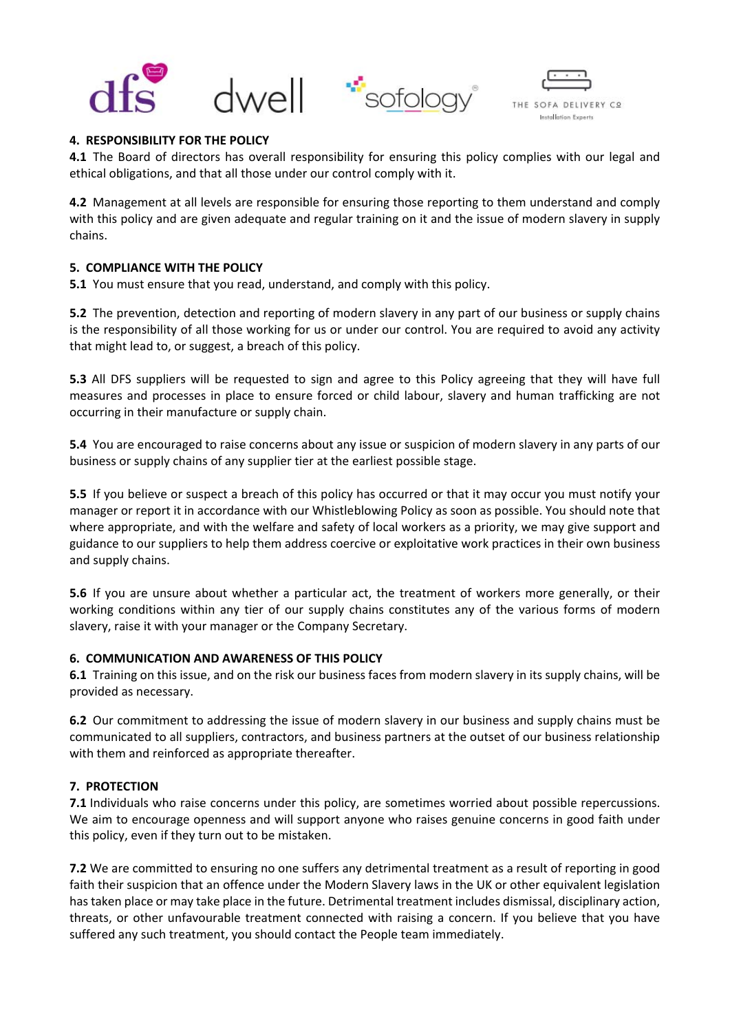## 4. RESPONSIBILITY FOR THE POLICY

**4.1** The Board of directors has overall responsibility for ensuring this policy complies with our legal and ethical obligations, and that all those under our control comply with it.

**4.2** Management at all levels are responsible for ensuring those reporting to them understand and comply with this policy and are given adequate and regular training on it and the issue of modern slavery in supply chains.

## 5. COMPLIANCE WITH THE POLICY

**5.1** You must ensure that you read, understand, and comply with this policy.

**5.2** The prevention, detection and reporting of modern slavery in any part of our business or supply chains is the responsibility of all those working for us or under our control. You are required to avoid any activity that might lead to, or suggest, a breach of this policy.

**5.3** All DFS suppliers will be requested to sign and agree to this Policy agreeing that they will have full measures and processes in place to ensure forced or child labour, slavery and human trafficking are not occurring in their manufacture or supply chain.

**5.4** You are encouraged to raise concerns about any issue or suspicion of modern slavery in any parts of our business or supply chains of any supplier tier at the earliest possible stage.

**5.5** If you believe or suspect a breach of this policy has occurred or that it may occur you must notify your manager or report it in accordance with our Whistleblowing Policy as soon as possible. You should note that where appropriate, and with the welfare and safety of local workers as a priority, we may give support and guidance to our suppliers to help them address coercive or exploitative work practices in their own business and supply chains.

**5.6** If you are unsure about whether a particular act, the treatment of workers more generally, or their working conditions within any tier of our supply chains constitutes any of the various forms of modern slavery, raise it with your manager or the Company Secretary.

## 6. COMMUNICATION AND AWARENESS OF THIS POLICY

**6.1** Training on this issue, and on the risk our business faces from modern slavery in its supply chains, will be provided as necessary.

**6.2** Our commitment to addressing the issue of modern slavery in our business and supply chains must be communicated to all suppliers, contractors, and business partners at the outset of our business relationship with them and reinforced as appropriate thereafter.

## 7. PROTECTION

**7.1** Individuals who raise concerns under this policy, are sometimes worried about possible repercussions. We aim to encourage openness and will support anyone who raises genuine concerns in good faith under this policy, even if they turn out to be mistaken.

**7.2** We are committed to ensuring no one suffers any detrimental treatment as a result of reporting in good faith their suspicion that an offence under the Modern Slavery laws in the UK or other equivalent legislation has taken place or may take place in the future. Detrimental treatment includes dismissal, disciplinary action, threats, or other unfavourable treatment connected with raising a concern. If you believe that you have suffered any such treatment, you should contact the People team immediately.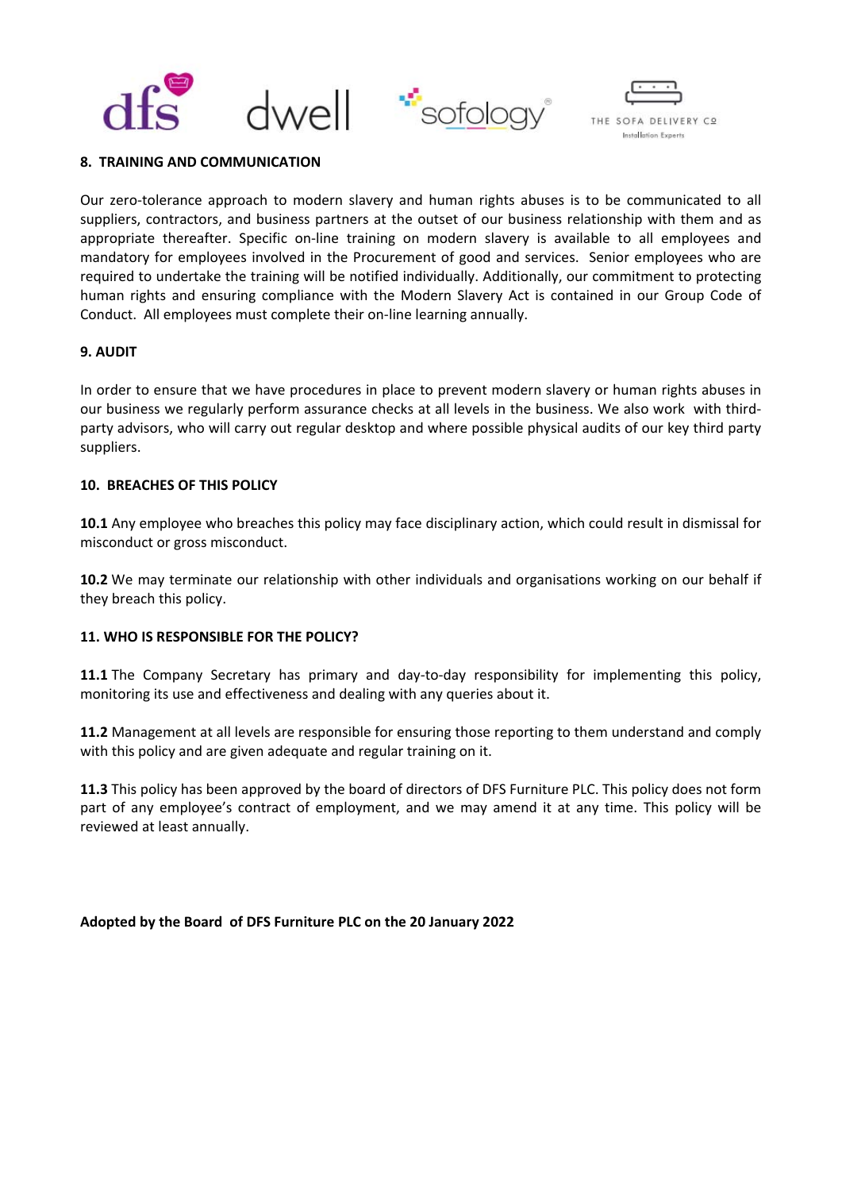## 8. TRAINING AND COMMUNICATION

Our zero-tolerance approach to modern slavery and human rights abuses is to be communicated to all suppliers, contractors, and business partners at the outset of our business relationship with them and as appropriate thereafter. Specific on-line training on modern slavery is available to all employees and mandatory for employees involved in the Procurement of good and services. Senior employees who are required to undertake the training will be notified individually. Additionally, our commitment to protecting human rights and ensuring compliance with the Modern Slavery Act is contained in our Group Code of Conduct. All employees must complete their on-line learning annually.

## 9. AUDIT

In order to ensure that we have procedures in place to prevent modern slavery or human rights abuses in our business we regularly perform assurance checks at all levels in the business. We also work with third-party advisors, who will carry out regular desktop and where possible physical audits of our key third party suppliers.

## 10. BREACHES OF THIS POLICY

**10.1** Any employee who breaches this policy may face disciplinary action, which could result in dismissal for misconduct or gross misconduct.

**10.2** We may terminate our relationship with other individuals and organisations working on our behalf if they breach this policy.

## 11. WHO IS RESPONSIBLE FOR THE POLICY?

**11.1** The Company Secretary has primary and day-to-day responsibility for implementing this policy, monitoring its use and effectiveness and dealing with any queries about it.

**11.2** Management at all levels are responsible for ensuring those reporting to them understand and comply with this policy and are given adequate and regular training on it.

**11.3** This policy has been approved by the board of directors of DFS Furniture PLC. This policy does not form part of any employee's contract of employment, and we may amend it at any time. This policy will be reviewed at least annually.

**Adopted by the Board of DFS Furniture PLC on the 20 January 2022**